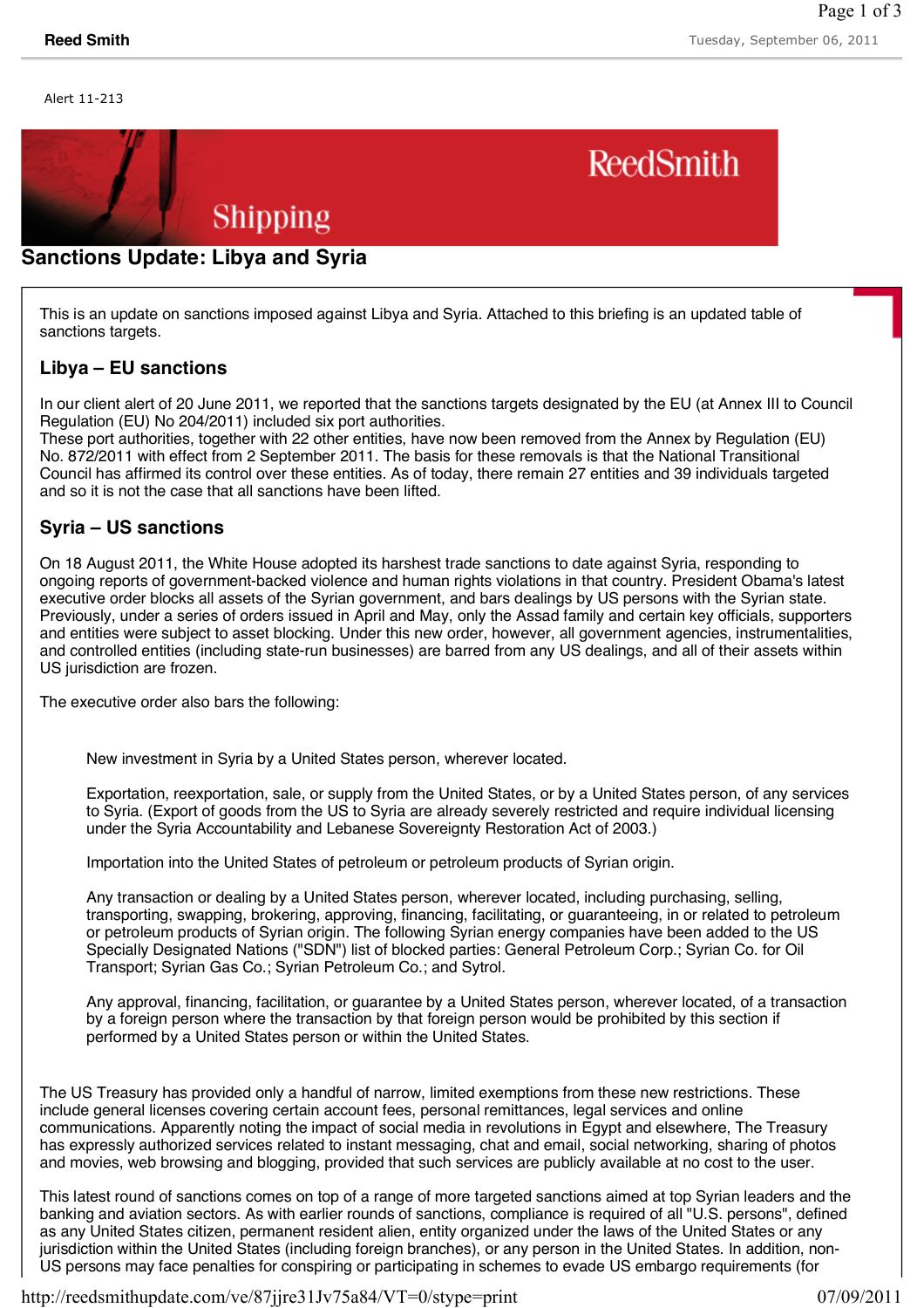Alert 11-213

# Sanctions Update: Libya and Syria

This is an update on sanctions imposed against Libya and Syria. Attached to this briefing is an updated table of sanctions targets.

## Libya – EU sanctions

In our client alert of 20 June 2011, we reported that the sanctions targets designated by the EU (at Annex III to Council Regulation (EU) No 204/2011) included six port authorities.
These port authorities, together with 22 other entities, have now been removed from the Annex by Regulation (EU) No. 872/2011 with effect from 2 September 2011. The basis for these removals is that the National Transitional Council has affirmed its control over these entities. As of today, there remain 27 entities and 39 individuals targeted and so it is not the case that all sanctions have been lifted.

## Syria – US sanctions

On 18 August 2011, the White House adopted its harshest trade sanctions to date against Syria, responding to ongoing reports of government-backed violence and human rights violations in that country. President Obama's latest executive order blocks all assets of the Syrian government, and bars dealings by US persons with the Syrian state. Previously, under a series of orders issued in April and May, only the Assad family and certain key officials, supporters and entities were subject to asset blocking. Under this new order, however, all government agencies, instrumentalities, and controlled entities (including state-run businesses) are barred from any US dealings, and all of their assets within US jurisdiction are frozen.

The executive order also bars the following:

> New investment in Syria by a United States person, wherever located.
>
> Exportation, reexportation, sale, or supply from the United States, or by a United States person, of any services to Syria. (Export of goods from the US to Syria are already severely restricted and require individual licensing under the Syria Accountability and Lebanese Sovereignty Restoration Act of 2003.)
>
> Importation into the United States of petroleum or petroleum products of Syrian origin.
>
> Any transaction or dealing by a United States person, wherever located, including purchasing, selling, transporting, swapping, brokering, approving, financing, facilitating, or guaranteeing, in or related to petroleum or petroleum products of Syrian origin. The following Syrian energy companies have been added to the US Specially Designated Nations ("SDN") list of blocked parties: General Petroleum Corp.; Syrian Co. for Oil Transport; Syrian Gas Co.; Syrian Petroleum Co.; and Sytrol.
>
> Any approval, financing, facilitation, or guarantee by a United States person, wherever located, of a transaction by a foreign person where the transaction by that foreign person would be prohibited by this section if performed by a United States person or within the United States.

The US Treasury has provided only a handful of narrow, limited exemptions from these new restrictions. These include general licenses covering certain account fees, personal remittances, legal services and online communications. Apparently noting the impact of social media in revolutions in Egypt and elsewhere, The Treasury has expressly authorized services related to instant messaging, chat and email, social networking, sharing of photos and movies, web browsing and blogging, provided that such services are publicly available at no cost to the user.

This latest round of sanctions comes on top of a range of more targeted sanctions aimed at top Syrian leaders and the banking and aviation sectors. As with earlier rounds of sanctions, compliance is required of all "U.S. persons", defined as any United States citizen, permanent resident alien, entity organized under the laws of the United States or any jurisdiction within the United States (including foreign branches), or any person in the United States. In addition, non-US persons may face penalties for conspiring or participating in schemes to evade US embargo requirements (for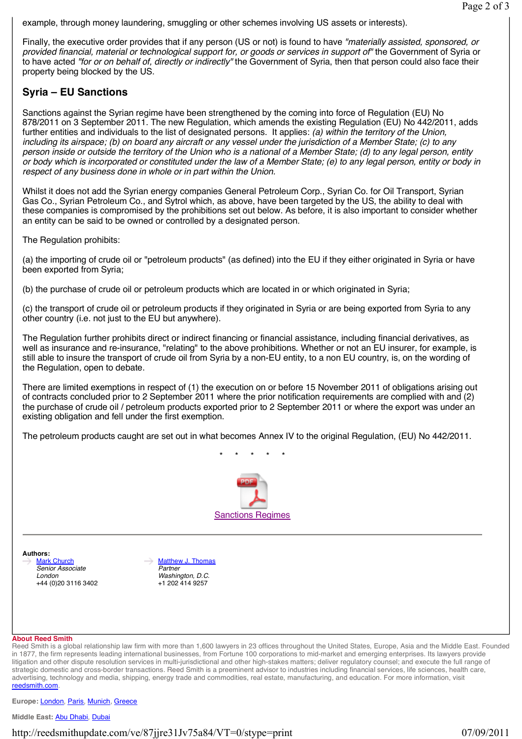example, through money laundering, smuggling or other schemes involving US assets or interests).

Finally, the executive order provides that if any person (US or not) is found to have *"materially assisted, sponsored, or provided financial, material or technological support for, or goods or services in support of"* the Government of Syria or to have acted *"for or on behalf of, directly or indirectly"* the Government of Syria, then that person could also face their property being blocked by the US.

## Syria – EU Sanctions

Sanctions against the Syrian regime have been strengthened by the coming into force of Regulation (EU) No 878/2011 on 3 September 2011. The new Regulation, which amends the existing Regulation (EU) No 442/2011, adds further entities and individuals to the list of designated persons. It applies: *(a) within the territory of the Union, including its airspace; (b) on board any aircraft or any vessel under the jurisdiction of a Member State; (c) to any person inside or outside the territory of the Union who is a national of a Member State; (d) to any legal person, entity or body which is incorporated or constituted under the law of a Member State; (e) to any legal person, entity or body in respect of any business done in whole or in part within the Union.*

Whilst it does not add the Syrian energy companies General Petroleum Corp., Syrian Co. for Oil Transport, Syrian Gas Co., Syrian Petroleum Co., and Sytrol which, as above, have been targeted by the US, the ability to deal with these companies is compromised by the prohibitions set out below. As before, it is also important to consider whether an entity can be said to be owned or controlled by a designated person.

The Regulation prohibits:

(a) the importing of crude oil or "petroleum products" (as defined) into the EU if they either originated in Syria or have been exported from Syria;

(b) the purchase of crude oil or petroleum products which are located in or which originated in Syria;

(c) the transport of crude oil or petroleum products if they originated in Syria or are being exported from Syria to any other country (i.e. not just to the EU but anywhere).

The Regulation further prohibits direct or indirect financing or financial assistance, including financial derivatives, as well as insurance and re-insurance, "relating" to the above prohibitions. Whether or not an EU insurer, for example, is still able to insure the transport of crude oil from Syria by a non-EU entity, to a non EU country, is, on the wording of the Regulation, open to debate.

There are limited exemptions in respect of (1) the execution on or before 15 November 2011 of obligations arising out of contracts concluded prior to 2 September 2011 where the prior notification requirements are complied with and (2) the purchase of crude oil / petroleum products exported prior to 2 September 2011 or where the export was under an existing obligation and fell under the first exemption.

The petroleum products caught are set out in what becomes Annex IV to the original Regulation, (EU) No 442/2011.

\* \* \* \* \*

Sanctions Regimes

---

**Authors:**

Mark Church
*Senior Associate*
*London*
+44 (0)20 3116 3402

Matthew J. Thomas
*Partner*
*Washington, D.C.*
+1 202 414 9257

**About Reed Smith**
Reed Smith is a global relationship law firm with more than 1,600 lawyers in 23 offices throughout the United States, Europe, Asia and the Middle East. Founded in 1877, the firm represents leading international businesses, from Fortune 100 corporations to mid-market and emerging enterprises. Its lawyers provide litigation and other dispute resolution services in multi-jurisdictional and other high-stakes matters; deliver regulatory counsel; and execute the full range of strategic domestic and cross-border transactions. Reed Smith is a preeminent advisor to industries including financial services, life sciences, health care, advertising, technology and media, shipping, energy trade and commodities, real estate, manufacturing, and education. For more information, visit reedsmith.com.

**Europe:** London, Paris, Munich, Greece

**Middle East:** Abu Dhabi, Dubai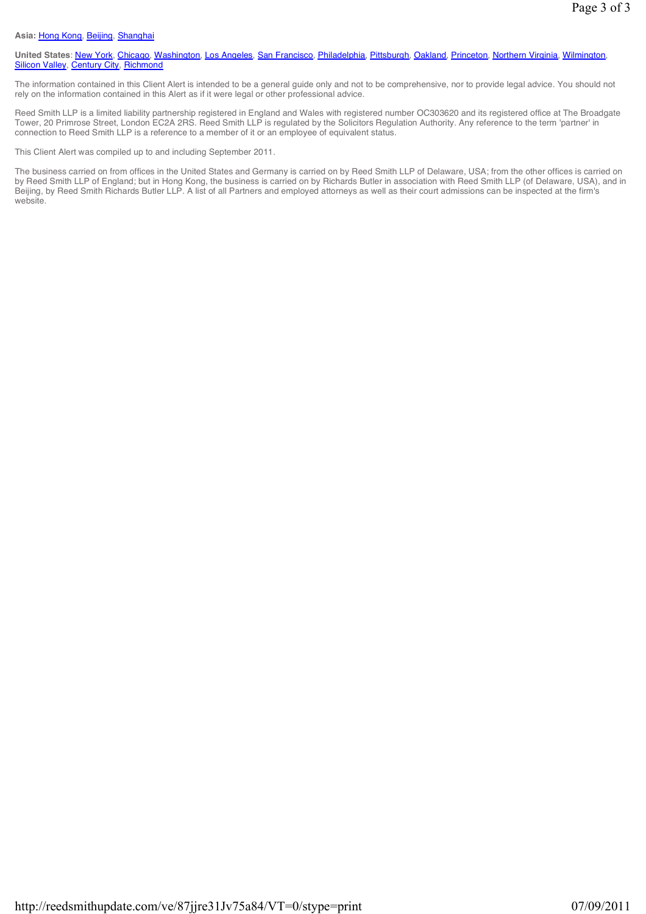**Asia:** Hong Kong, Beijing, Shanghai

**United States**: New York, Chicago, Washington, Los Angeles, San Francisco, Philadelphia, Pittsburgh, Oakland, Princeton, Northern Virginia, Wilmington, Silicon Valley, Century City, Richmond

The information contained in this Client Alert is intended to be a general guide only and not to be comprehensive, nor to provide legal advice. You should not rely on the information contained in this Alert as if it were legal or other professional advice.

Reed Smith LLP is a limited liability partnership registered in England and Wales with registered number OC303620 and its registered office at The Broadgate Tower, 20 Primrose Street, London EC2A 2RS. Reed Smith LLP is regulated by the Solicitors Regulation Authority. Any reference to the term 'partner' in connection to Reed Smith LLP is a reference to a member of it or an employee of equivalent status.

This Client Alert was compiled up to and including September 2011.

The business carried on from offices in the United States and Germany is carried on by Reed Smith LLP of Delaware, USA; from the other offices is carried on by Reed Smith LLP of England; but in Hong Kong, the business is carried on by Richards Butler in association with Reed Smith LLP (of Delaware, USA), and in Beijing, by Reed Smith Richards Butler LLP. A list of all Partners and employed attorneys as well as their court admissions can be inspected at the firm's website.